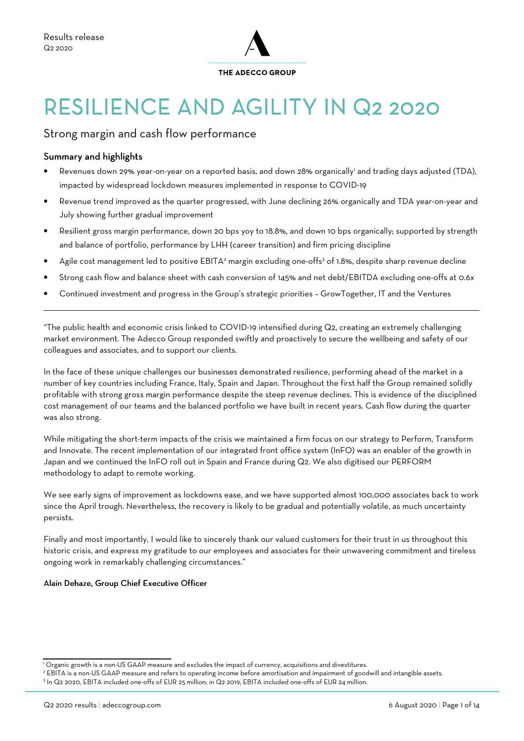Results release
Q2 2020

THE ADECCO GROUP

# RESILIENCE AND AGILITY IN Q2 2020

## Strong margin and cash flow performance

### Summary and highlights

- Revenues down 29% year-on-year on a reported basis, and down 28% organically[1] and trading days adjusted (TDA), impacted by widespread lockdown measures implemented in response to COVID-19
- Revenue trend improved as the quarter progressed, with June declining 26% organically and TDA year-on-year and July showing further gradual improvement
- Resilient gross margin performance, down 20 bps yoy to 18.8%, and down 10 bps organically; supported by strength and balance of portfolio, performance by LHH (career transition) and firm pricing discipline
- Agile cost management led to positive EBITA[2] margin excluding one-offs[3] of 1.8%, despite sharp revenue decline
- Strong cash flow and balance sheet with cash conversion of 145% and net debt/EBITDA excluding one-offs at 0.6x
- Continued investment and progress in the Group's strategic priorities – GrowTogether, IT and the Ventures

---

"The public health and economic crisis linked to COVID-19 intensified during Q2, creating an extremely challenging market environment. The Adecco Group responded swiftly and proactively to secure the wellbeing and safety of our colleagues and associates, and to support our clients.

In the face of these unique challenges our businesses demonstrated resilience, performing ahead of the market in a number of key countries including France, Italy, Spain and Japan. Throughout the first half the Group remained solidly profitable with strong gross margin performance despite the steep revenue declines. This is evidence of the disciplined cost management of our teams and the balanced portfolio we have built in recent years. Cash flow during the quarter was also strong.

While mitigating the short-term impacts of the crisis we maintained a firm focus on our strategy to Perform, Transform and Innovate. The recent implementation of our integrated front office system (InFO) was an enabler of the growth in Japan and we continued the InFO roll out in Spain and France during Q2. We also digitised our PERFORM methodology to adapt to remote working.

We see early signs of improvement as lockdowns ease, and we have supported almost 100,000 associates back to work since the April trough. Nevertheless, the recovery is likely to be gradual and potentially volatile, as much uncertainty persists.

Finally and most importantly, I would like to sincerely thank our valued customers for their trust in us throughout this historic crisis, and express my gratitude to our employees and associates for their unwavering commitment and tireless ongoing work in remarkably challenging circumstances."

**Alain Dehaze, Group Chief Executive Officer**

---

[1] Organic growth is a non-US GAAP measure and excludes the impact of currency, acquisitions and divestitures.

[2] EBITA is a non-US GAAP measure and refers to operating income before amortisation and impairment of goodwill and intangible assets.

[3] In Q2 2020, EBITA included one-offs of EUR 25 million; in Q2 2019, EBITA included one-offs of EUR 24 million.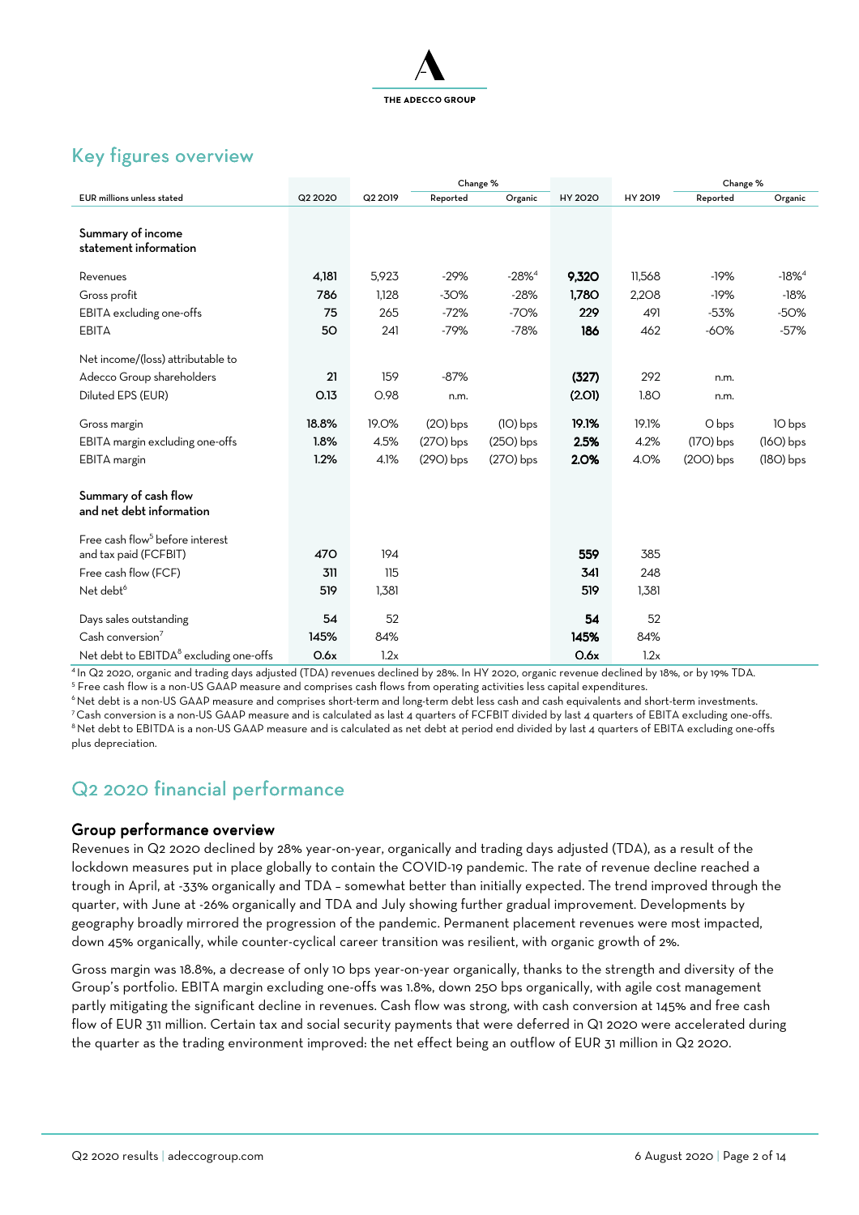# Key figures overview

| EUR millions unless stated | Q2 2020 | Q2 2019 | Change % | | HY 2020 | HY 2019 | Change % | |
|---|---|---|---|---|---|---|---|---|
| | | | Reported | Organic | | | Reported | Organic |
| **Summary of income statement information** | | | | | | | | |
| Revenues | 4,181 | 5,923 | -29% | -28%[4] | 9,320 | 11,568 | -19% | -18%[4] |
| Gross profit | 786 | 1,128 | -30% | -28% | 1,780 | 2,208 | -19% | -18% |
| EBITA excluding one-offs | 75 | 265 | -72% | -70% | 229 | 491 | -53% | -50% |
| EBITA | 50 | 241 | -79% | -78% | 186 | 462 | -60% | -57% |
| Net income/(loss) attributable to Adecco Group shareholders | 21 | 159 | -87% | | (327) | 292 | n.m. | |
| Diluted EPS (EUR) | 0.13 | 0.98 | n.m. | | (2.01) | 1.80 | n.m. | |
| Gross margin | 18.8% | 19.0% | (20) bps | (10) bps | 19.1% | 19.1% | 0 bps | 10 bps |
| EBITA margin excluding one-offs | 1.8% | 4.5% | (270) bps | (250) bps | 2.5% | 4.2% | (170) bps | (160) bps |
| EBITA margin | 1.2% | 4.1% | (290) bps | (270) bps | 2.0% | 4.0% | (200) bps | (180) bps |
| **Summary of cash flow and net debt information** | | | | | | | | |
| Free cash flow[5] before interest and tax paid (FCFBIT) | 470 | 194 | | | 559 | 385 | | |
| Free cash flow (FCF) | 311 | 115 | | | 341 | 248 | | |
| Net debt[6] | 519 | 1,381 | | | 519 | 1,381 | | |
| Days sales outstanding | 54 | 52 | | | 54 | 52 | | |
| Cash conversion[7] | 145% | 84% | | | 145% | 84% | | |
| Net debt to EBITDA[8] excluding one-offs | 0.6x | 1.2x | | | 0.6x | 1.2x | | |

[4] In Q2 2020, organic and trading days adjusted (TDA) revenues declined by 28%. In HY 2020, organic revenue declined by 18%, or by 19% TDA.
[5] Free cash flow is a non-US GAAP measure and comprises cash flows from operating activities less capital expenditures.
[6] Net debt is a non-US GAAP measure and comprises short-term and long-term debt less cash and cash equivalents and short-term investments.
[7] Cash conversion is a non-US GAAP measure and is calculated as last 4 quarters of FCFBIT divided by last 4 quarters of EBITA excluding one-offs.
[8] Net debt to EBITDA is a non-US GAAP measure and is calculated as net debt at period end divided by last 4 quarters of EBITA excluding one-offs plus depreciation.

# Q2 2020 financial performance

## Group performance overview

Revenues in Q2 2020 declined by 28% year-on-year, organically and trading days adjusted (TDA), as a result of the lockdown measures put in place globally to contain the COVID-19 pandemic. The rate of revenue decline reached a trough in April, at -33% organically and TDA – somewhat better than initially expected. The trend improved through the quarter, with June at -26% organically and TDA and July showing further gradual improvement. Developments by geography broadly mirrored the progression of the pandemic. Permanent placement revenues were most impacted, down 45% organically, while counter-cyclical career transition was resilient, with organic growth of 2%.

Gross margin was 18.8%, a decrease of only 10 bps year-on-year organically, thanks to the strength and diversity of the Group's portfolio. EBITA margin excluding one-offs was 1.8%, down 250 bps organically, with agile cost management partly mitigating the significant decline in revenues. Cash flow was strong, with cash conversion at 145% and free cash flow of EUR 311 million. Certain tax and social security payments that were deferred in Q1 2020 were accelerated during the quarter as the trading environment improved: the net effect being an outflow of EUR 31 million in Q2 2020.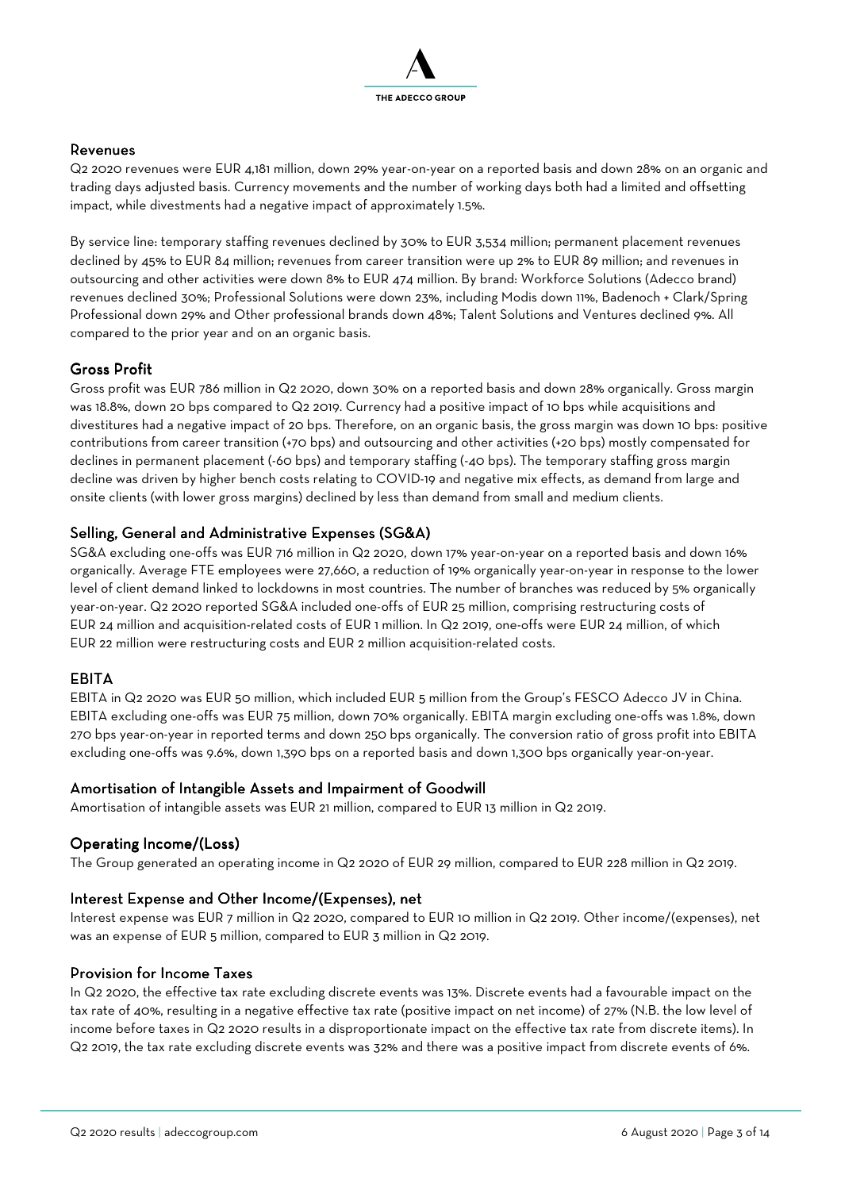## Revenues

Q2 2020 revenues were EUR 4,181 million, down 29% year-on-year on a reported basis and down 28% on an organic and trading days adjusted basis. Currency movements and the number of working days both had a limited and offsetting impact, while divestments had a negative impact of approximately 1.5%.

By service line: temporary staffing revenues declined by 30% to EUR 3,534 million; permanent placement revenues declined by 45% to EUR 84 million; revenues from career transition were up 2% to EUR 89 million; and revenues in outsourcing and other activities were down 8% to EUR 474 million. By brand: Workforce Solutions (Adecco brand) revenues declined 30%; Professional Solutions were down 23%, including Modis down 11%, Badenoch + Clark/Spring Professional down 29% and Other professional brands down 48%; Talent Solutions and Ventures declined 9%. All compared to the prior year and on an organic basis.

## Gross Profit

Gross profit was EUR 786 million in Q2 2020, down 30% on a reported basis and down 28% organically. Gross margin was 18.8%, down 20 bps compared to Q2 2019. Currency had a positive impact of 10 bps while acquisitions and divestitures had a negative impact of 20 bps. Therefore, on an organic basis, the gross margin was down 10 bps: positive contributions from career transition (+70 bps) and outsourcing and other activities (+20 bps) mostly compensated for declines in permanent placement (-60 bps) and temporary staffing (-40 bps). The temporary staffing gross margin decline was driven by higher bench costs relating to COVID-19 and negative mix effects, as demand from large and onsite clients (with lower gross margins) declined by less than demand from small and medium clients.

## Selling, General and Administrative Expenses (SG&A)

SG&A excluding one-offs was EUR 716 million in Q2 2020, down 17% year-on-year on a reported basis and down 16% organically. Average FTE employees were 27,660, a reduction of 19% organically year-on-year in response to the lower level of client demand linked to lockdowns in most countries. The number of branches was reduced by 5% organically year-on-year. Q2 2020 reported SG&A included one-offs of EUR 25 million, comprising restructuring costs of EUR 24 million and acquisition-related costs of EUR 1 million. In Q2 2019, one-offs were EUR 24 million, of which EUR 22 million were restructuring costs and EUR 2 million acquisition-related costs.

## EBITA

EBITA in Q2 2020 was EUR 50 million, which included EUR 5 million from the Group's FESCO Adecco JV in China. EBITA excluding one-offs was EUR 75 million, down 70% organically. EBITA margin excluding one-offs was 1.8%, down 270 bps year-on-year in reported terms and down 250 bps organically. The conversion ratio of gross profit into EBITA excluding one-offs was 9.6%, down 1,390 bps on a reported basis and down 1,300 bps organically year-on-year.

## Amortisation of Intangible Assets and Impairment of Goodwill

Amortisation of intangible assets was EUR 21 million, compared to EUR 13 million in Q2 2019.

## Operating Income/(Loss)

The Group generated an operating income in Q2 2020 of EUR 29 million, compared to EUR 228 million in Q2 2019.

## Interest Expense and Other Income/(Expenses), net

Interest expense was EUR 7 million in Q2 2020, compared to EUR 10 million in Q2 2019. Other income/(expenses), net was an expense of EUR 5 million, compared to EUR 3 million in Q2 2019.

## Provision for Income Taxes

In Q2 2020, the effective tax rate excluding discrete events was 13%. Discrete events had a favourable impact on the tax rate of 40%, resulting in a negative effective tax rate (positive impact on net income) of 27% (N.B. the low level of income before taxes in Q2 2020 results in a disproportionate impact on the effective tax rate from discrete items). In Q2 2019, the tax rate excluding discrete events was 32% and there was a positive impact from discrete events of 6%.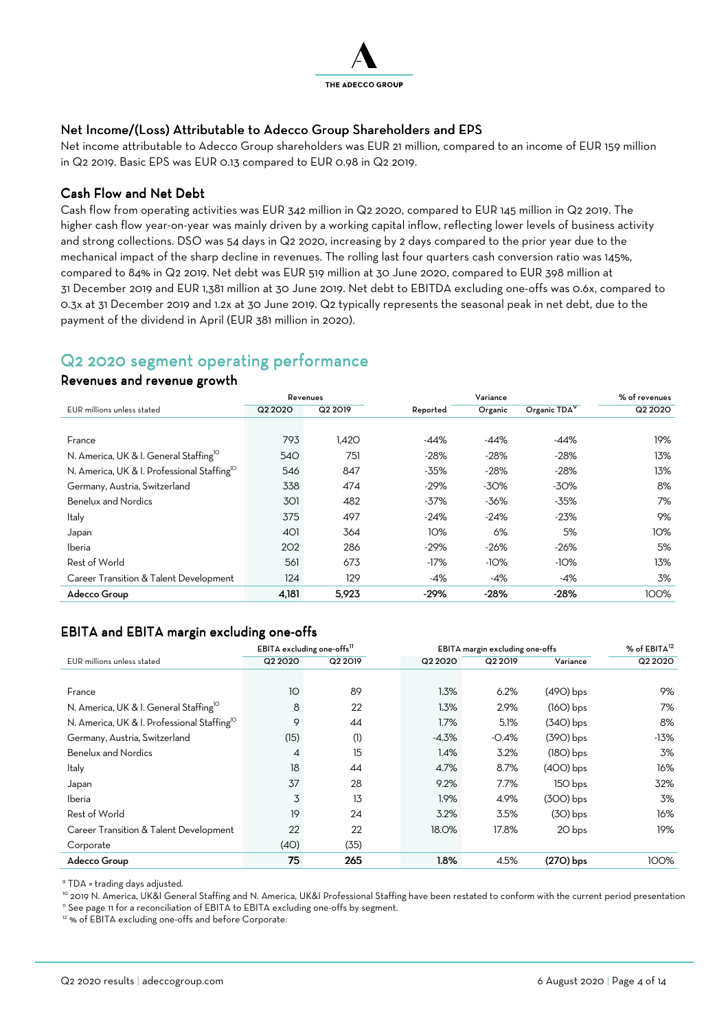### Net Income/(Loss) Attributable to Adecco Group Shareholders and EPS

Net income attributable to Adecco Group shareholders was EUR 21 million, compared to an income of EUR 159 million in Q2 2019. Basic EPS was EUR 0.13 compared to EUR 0.98 in Q2 2019.

### Cash Flow and Net Debt

Cash flow from operating activities was EUR 342 million in Q2 2020, compared to EUR 145 million in Q2 2019. The higher cash flow year-on-year was mainly driven by a working capital inflow, reflecting lower levels of business activity and strong collections. DSO was 54 days in Q2 2020, increasing by 2 days compared to the prior year due to the mechanical impact of the sharp decline in revenues. The rolling last four quarters cash conversion ratio was 145%, compared to 84% in Q2 2019. Net debt was EUR 519 million at 30 June 2020, compared to EUR 398 million at 31 December 2019 and EUR 1,381 million at 30 June 2019. Net debt to EBITDA excluding one-offs was 0.6x, compared to 0.3x at 31 December 2019 and 1.2x at 30 June 2019. Q2 typically represents the seasonal peak in net debt, due to the payment of the dividend in April (EUR 381 million in 2020).

## Q2 2020 segment operating performance

### Revenues and revenue growth

| | Revenues | | Variance | | | % of revenues |
|---|---|---|---|---|---|---|
| EUR millions unless stated | Q2 2020 | Q2 2019 | Reported | Organic | Organic TDA[9] | Q2 2020 |
| France | 793 | 1,420 | -44% | -44% | -44% | 19% |
| N. America, UK & I. General Staffing[10] | 540 | 751 | -28% | -28% | -28% | 13% |
| N. America, UK & I. Professional Staffing[10] | 546 | 847 | -35% | -28% | -28% | 13% |
| Germany, Austria, Switzerland | 338 | 474 | -29% | -30% | -30% | 8% |
| Benelux and Nordics | 301 | 482 | -37% | -36% | -35% | 7% |
| Italy | 375 | 497 | -24% | -24% | -23% | 9% |
| Japan | 401 | 364 | 10% | 6% | 5% | 10% |
| Iberia | 202 | 286 | -29% | -26% | -26% | 5% |
| Rest of World | 561 | 673 | -17% | -10% | -10% | 13% |
| Career Transition & Talent Development | 124 | 129 | -4% | -4% | -4% | 3% |
| **Adecco Group** | **4,181** | **5,923** | **-29%** | **-28%** | **-28%** | 100% |

### EBITA and EBITA margin excluding one-offs

| | EBITA excluding one-offs[11] | | EBITA margin excluding one-offs | | | % of EBITA[12] |
|---|---|---|---|---|---|---|
| EUR millions unless stated | Q2 2020 | Q2 2019 | Q2 2020 | Q2 2019 | Variance | Q2 2020 |
| France | 10 | 89 | 1.3% | 6.2% | (490) bps | 9% |
| N. America, UK & I. General Staffing[10] | 8 | 22 | 1.3% | 2.9% | (160) bps | 7% |
| N. America, UK & I. Professional Staffing[10] | 9 | 44 | 1.7% | 5.1% | (340) bps | 8% |
| Germany, Austria, Switzerland | (15) | (1) | -4.3% | -0.4% | (390) bps | -13% |
| Benelux and Nordics | 4 | 15 | 1.4% | 3.2% | (180) bps | 3% |
| Italy | 18 | 44 | 4.7% | 8.7% | (400) bps | 16% |
| Japan | 37 | 28 | 9.2% | 7.7% | 150 bps | 32% |
| Iberia | 3 | 13 | 1.9% | 4.9% | (300) bps | 3% |
| Rest of World | 19 | 24 | 3.2% | 3.5% | (30) bps | 16% |
| Career Transition & Talent Development | 22 | 22 | 18.0% | 17.8% | 20 bps | 19% |
| Corporate | (40) | (35) | | | | |
| **Adecco Group** | **75** | **265** | **1.8%** | 4.5% | **(270) bps** | 100% |

[9] TDA = trading days adjusted.

[10] 2019 N. America, UK&I General Staffing and N. America, UK&I Professional Staffing have been restated to conform with the current period presentation

[11] See page 11 for a reconciliation of EBITA to EBITA excluding one-offs by segment.

[12] % of EBITA excluding one-offs and before Corporate.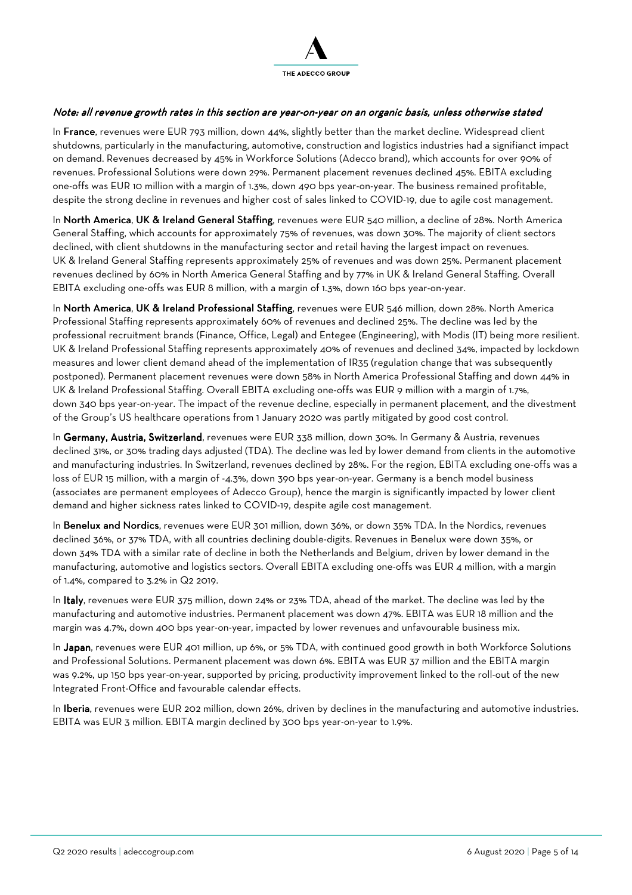*Note: all revenue growth rates in this section are year-on-year on an organic basis, unless otherwise stated*

In **France**, revenues were EUR 793 million, down 44%, slightly better than the market decline. Widespread client shutdowns, particularly in the manufacturing, automotive, construction and logistics industries had a signifianct impact on demand. Revenues decreased by 45% in Workforce Solutions (Adecco brand), which accounts for over 90% of revenues. Professional Solutions were down 29%. Permanent placement revenues declined 45%. EBITA excluding one-offs was EUR 10 million with a margin of 1.3%, down 490 bps year-on-year. The business remained profitable, despite the strong decline in revenues and higher cost of sales linked to COVID-19, due to agile cost management.

In **North America, UK & Ireland General Staffing**, revenues were EUR 540 million, a decline of 28%. North America General Staffing, which accounts for approximately 75% of revenues, was down 30%. The majority of client sectors declined, with client shutdowns in the manufacturing sector and retail having the largest impact on revenues. UK & Ireland General Staffing represents approximately 25% of revenues and was down 25%. Permanent placement revenues declined by 60% in North America General Staffing and by 77% in UK & Ireland General Staffing. Overall EBITA excluding one-offs was EUR 8 million, with a margin of 1.3%, down 160 bps year-on-year.

In **North America, UK & Ireland Professional Staffing**, revenues were EUR 546 million, down 28%. North America Professional Staffing represents approximately 60% of revenues and declined 25%. The decline was led by the professional recruitment brands (Finance, Office, Legal) and Entegee (Engineering), with Modis (IT) being more resilient. UK & Ireland Professional Staffing represents approximately 40% of revenues and declined 34%, impacted by lockdown measures and lower client demand ahead of the implementation of IR35 (regulation change that was subsequently postponed). Permanent placement revenues were down 58% in North America Professional Staffing and down 44% in UK & Ireland Professional Staffing. Overall EBITA excluding one-offs was EUR 9 million with a margin of 1.7%, down 340 bps year-on-year. The impact of the revenue decline, especially in permanent placement, and the divestment of the Group's US healthcare operations from 1 January 2020 was partly mitigated by good cost control.

In **Germany, Austria, Switzerland**, revenues were EUR 338 million, down 30%. In Germany & Austria, revenues declined 31%, or 30% trading days adjusted (TDA). The decline was led by lower demand from clients in the automotive and manufacturing industries. In Switzerland, revenues declined by 28%. For the region, EBITA excluding one-offs was a loss of EUR 15 million, with a margin of -4.3%, down 390 bps year-on-year. Germany is a bench model business (associates are permanent employees of Adecco Group), hence the margin is significantly impacted by lower client demand and higher sickness rates linked to COVID-19, despite agile cost management.

In **Benelux and Nordics**, revenues were EUR 301 million, down 36%, or down 35% TDA. In the Nordics, revenues declined 36%, or 37% TDA, with all countries declining double-digits. Revenues in Benelux were down 35%, or down 34% TDA with a similar rate of decline in both the Netherlands and Belgium, driven by lower demand in the manufacturing, automotive and logistics sectors. Overall EBITA excluding one-offs was EUR 4 million, with a margin of 1.4%, compared to 3.2% in Q2 2019.

In **Italy**, revenues were EUR 375 million, down 24% or 23% TDA, ahead of the market. The decline was led by the manufacturing and automotive industries. Permanent placement was down 47%. EBITA was EUR 18 million and the margin was 4.7%, down 400 bps year-on-year, impacted by lower revenues and unfavourable business mix.

In **Japan**, revenues were EUR 401 million, up 6%, or 5% TDA, with continued good growth in both Workforce Solutions and Professional Solutions. Permanent placement was down 6%. EBITA was EUR 37 million and the EBITA margin was 9.2%, up 150 bps year-on-year, supported by pricing, productivity improvement linked to the roll-out of the new Integrated Front-Office and favourable calendar effects.

In **Iberia**, revenues were EUR 202 million, down 26%, driven by declines in the manufacturing and automotive industries. EBITA was EUR 3 million. EBITA margin declined by 300 bps year-on-year to 1.9%.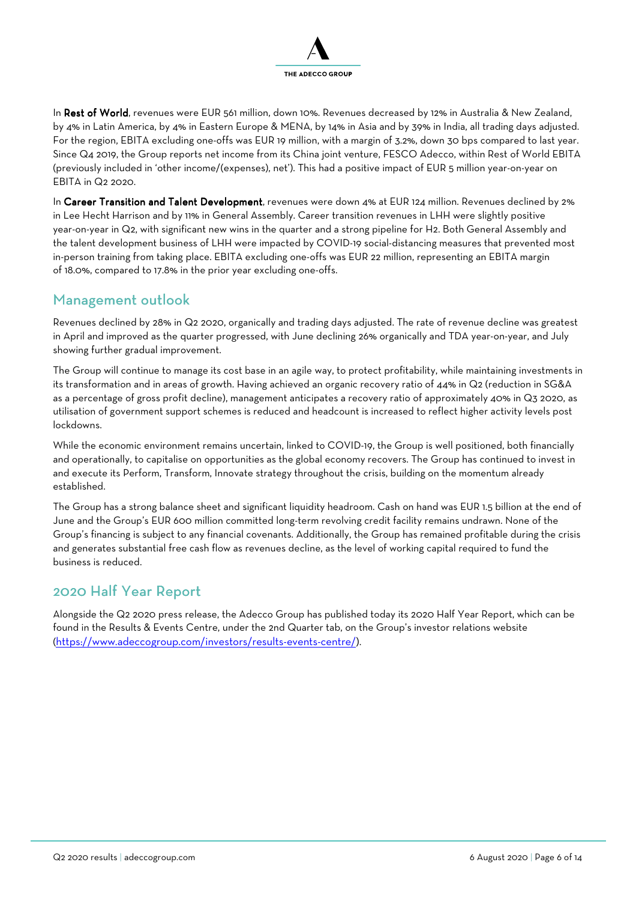In **Rest of World**, revenues were EUR 561 million, down 10%. Revenues decreased by 12% in Australia & New Zealand, by 4% in Latin America, by 4% in Eastern Europe & MENA, by 14% in Asia and by 39% in India, all trading days adjusted. For the region, EBITA excluding one-offs was EUR 19 million, with a margin of 3.2%, down 30 bps compared to last year. Since Q4 2019, the Group reports net income from its China joint venture, FESCO Adecco, within Rest of World EBITA (previously included in 'other income/(expenses), net'). This had a positive impact of EUR 5 million year-on-year on EBITA in Q2 2020.

In **Career Transition and Talent Development**, revenues were down 4% at EUR 124 million. Revenues declined by 2% in Lee Hecht Harrison and by 11% in General Assembly. Career transition revenues in LHH were slightly positive year-on-year in Q2, with significant new wins in the quarter and a strong pipeline for H2. Both General Assembly and the talent development business of LHH were impacted by COVID-19 social-distancing measures that prevented most in-person training from taking place. EBITA excluding one-offs was EUR 22 million, representing an EBITA margin of 18.0%, compared to 17.8% in the prior year excluding one-offs.

## Management outlook

Revenues declined by 28% in Q2 2020, organically and trading days adjusted. The rate of revenue decline was greatest in April and improved as the quarter progressed, with June declining 26% organically and TDA year-on-year, and July showing further gradual improvement.

The Group will continue to manage its cost base in an agile way, to protect profitability, while maintaining investments in its transformation and in areas of growth. Having achieved an organic recovery ratio of 44% in Q2 (reduction in SG&A as a percentage of gross profit decline), management anticipates a recovery ratio of approximately 40% in Q3 2020, as utilisation of government support schemes is reduced and headcount is increased to reflect higher activity levels post lockdowns.

While the economic environment remains uncertain, linked to COVID-19, the Group is well positioned, both financially and operationally, to capitalise on opportunities as the global economy recovers. The Group has continued to invest in and execute its Perform, Transform, Innovate strategy throughout the crisis, building on the momentum already established.

The Group has a strong balance sheet and significant liquidity headroom. Cash on hand was EUR 1.5 billion at the end of June and the Group's EUR 600 million committed long-term revolving credit facility remains undrawn. None of the Group's financing is subject to any financial covenants. Additionally, the Group has remained profitable during the crisis and generates substantial free cash flow as revenues decline, as the level of working capital required to fund the business is reduced.

## 2020 Half Year Report

Alongside the Q2 2020 press release, the Adecco Group has published today its 2020 Half Year Report, which can be found in the Results & Events Centre, under the 2nd Quarter tab, on the Group's investor relations website (https://www.adeccogroup.com/investors/results-events-centre/).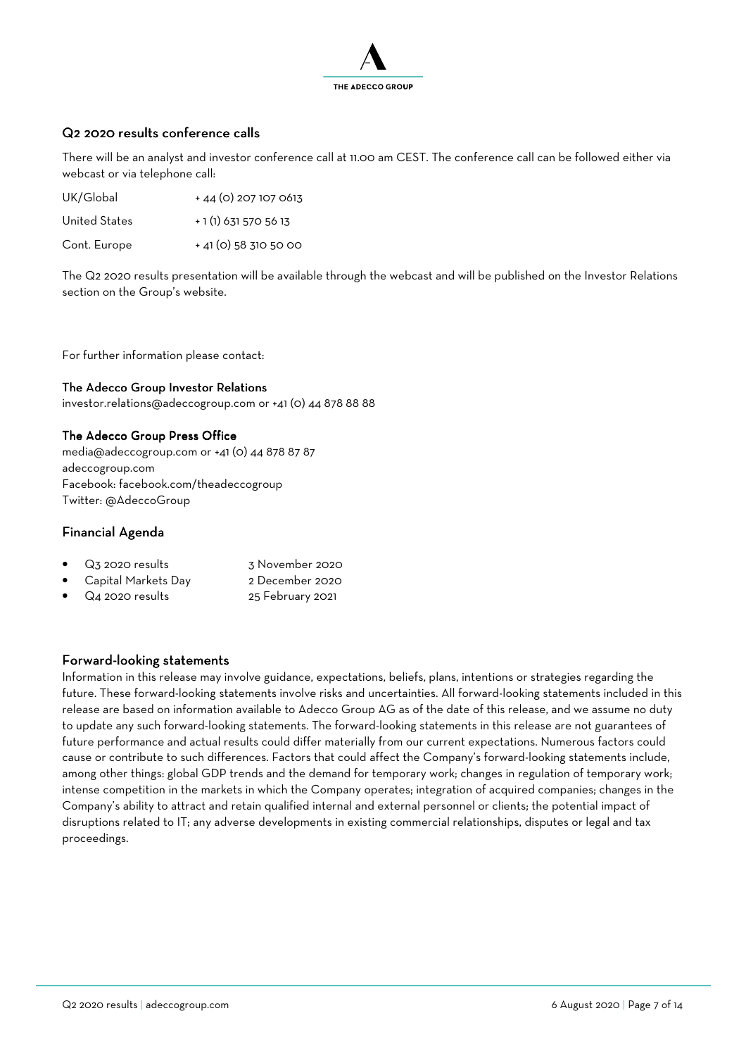## Q2 2020 results conference calls

There will be an analyst and investor conference call at 11.00 am CEST. The conference call can be followed either via webcast or via telephone call:

| | |
|---|---|
| UK/Global | + 44 (0) 207 107 0613 |
| United States | + 1 (1) 631 570 56 13 |
| Cont. Europe | + 41 (0) 58 310 50 00 |

The Q2 2020 results presentation will be available through the webcast and will be published on the Investor Relations section on the Group's website.

For further information please contact:

**The Adecco Group Investor Relations**
investor.relations@adeccogroup.com or +41 (0) 44 878 88 88

**The Adecco Group Press Office**
media@adeccogroup.com or +41 (0) 44 878 87 87
adeccogroup.com
Facebook: facebook.com/theadeccogroup
Twitter: @AdeccoGroup

## Financial Agenda

- Q3 2020 results — 3 November 2020
- Capital Markets Day — 2 December 2020
- Q4 2020 results — 25 February 2021

## Forward-looking statements

Information in this release may involve guidance, expectations, beliefs, plans, intentions or strategies regarding the future. These forward-looking statements involve risks and uncertainties. All forward-looking statements included in this release are based on information available to Adecco Group AG as of the date of this release, and we assume no duty to update any such forward-looking statements. The forward-looking statements in this release are not guarantees of future performance and actual results could differ materially from our current expectations. Numerous factors could cause or contribute to such differences. Factors that could affect the Company's forward-looking statements include, among other things: global GDP trends and the demand for temporary work; changes in regulation of temporary work; intense competition in the markets in which the Company operates; integration of acquired companies; changes in the Company's ability to attract and retain qualified internal and external personnel or clients; the potential impact of disruptions related to IT; any adverse developments in existing commercial relationships, disputes or legal and tax proceedings.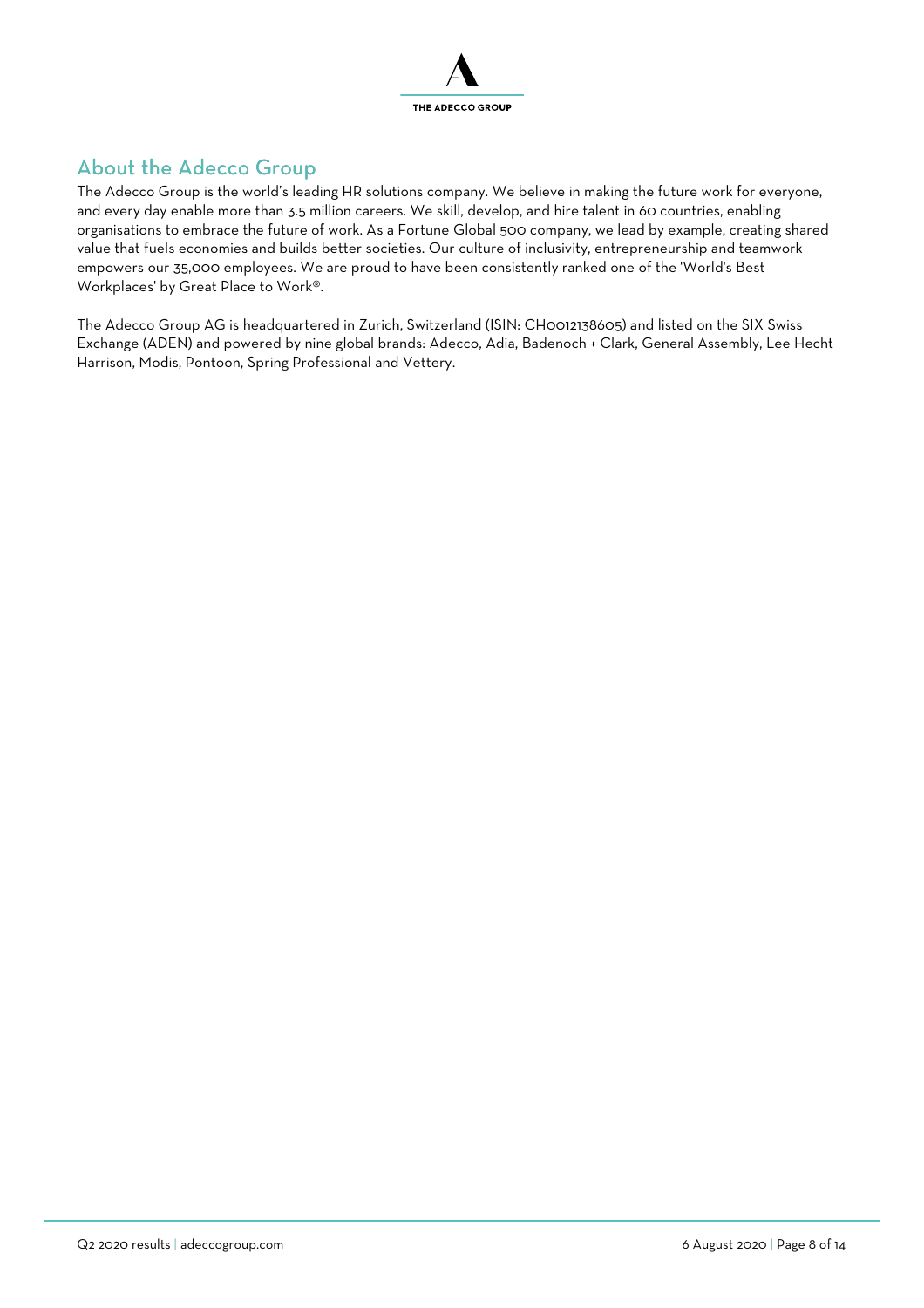## About the Adecco Group

The Adecco Group is the world's leading HR solutions company. We believe in making the future work for everyone, and every day enable more than 3.5 million careers. We skill, develop, and hire talent in 60 countries, enabling organisations to embrace the future of work. As a Fortune Global 500 company, we lead by example, creating shared value that fuels economies and builds better societies. Our culture of inclusivity, entrepreneurship and teamwork empowers our 35,000 employees. We are proud to have been consistently ranked one of the 'World's Best Workplaces' by Great Place to Work®.

The Adecco Group AG is headquartered in Zurich, Switzerland (ISIN: CH0012138605) and listed on the SIX Swiss Exchange (ADEN) and powered by nine global brands: Adecco, Adia, Badenoch + Clark, General Assembly, Lee Hecht Harrison, Modis, Pontoon, Spring Professional and Vettery.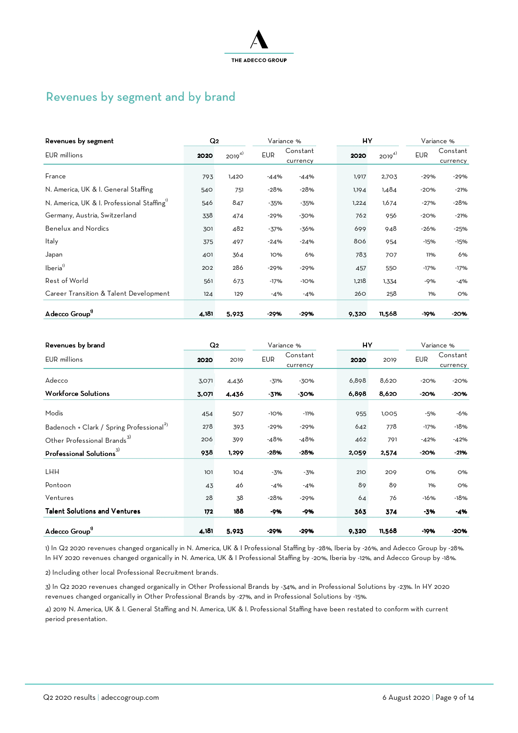## Revenues by segment and by brand

| Revenues by segment | Q2 | | Variance % | | HY | | Variance % | |
|---|---|---|---|---|---|---|---|---|
| EUR millions | **2020** | 2019[4] | EUR | Constant currency | **2020** | 2019[4] | EUR | Constant currency |
| France | 793 | 1,420 | -44% | -44% | 1,917 | 2,703 | -29% | -29% |
| N. America, UK & I. General Staffing | 540 | 751 | -28% | -28% | 1,194 | 1,484 | -20% | -21% |
| N. America, UK & I. Professional Staffing[1] | 546 | 847 | -35% | -35% | 1,224 | 1,674 | -27% | -28% |
| Germany, Austria, Switzerland | 338 | 474 | -29% | -30% | 762 | 956 | -20% | -21% |
| Benelux and Nordics | 301 | 482 | -37% | -36% | 699 | 948 | -26% | -25% |
| Italy | 375 | 497 | -24% | -24% | 806 | 954 | -15% | -15% |
| Japan | 401 | 364 | 10% | 6% | 783 | 707 | 11% | 6% |
| Iberia[1] | 202 | 286 | -29% | -29% | 457 | 550 | -17% | -17% |
| Rest of World | 561 | 673 | -17% | -10% | 1,218 | 1,334 | -9% | -4% |
| Career Transition & Talent Development | 124 | 129 | -4% | -4% | 260 | 258 | 1% | 0% |
| **Adecco Group[1]** | **4,181** | **5,923** | **-29%** | **-29%** | **9,320** | **11,568** | **-19%** | **-20%** |

| Revenues by brand | Q2 | | Variance % | | HY | | Variance % | |
|---|---|---|---|---|---|---|---|---|
| EUR millions | **2020** | 2019 | EUR | Constant currency | **2020** | 2019 | EUR | Constant currency |
| Adecco | 3,071 | 4,436 | -31% | -30% | 6,898 | 8,620 | -20% | -20% |
| **Workforce Solutions** | **3,071** | **4,436** | **-31%** | **-30%** | **6,898** | **8,620** | **-20%** | **-20%** |
| Modis | 454 | 507 | -10% | -11% | 955 | 1,005 | -5% | -6% |
| Badenoch + Clark / Spring Professional[2] | 278 | 393 | -29% | -29% | 642 | 778 | -17% | -18% |
| Other Professional Brands[3] | 206 | 399 | -48% | -48% | 462 | 791 | -42% | -42% |
| **Professional Solutions[3]** | **938** | **1,299** | **-28%** | **-28%** | **2,059** | **2,574** | **-20%** | **-21%** |
| LHH | 101 | 104 | -3% | -3% | 210 | 209 | 0% | 0% |
| Pontoon | 43 | 46 | -4% | -4% | 89 | 89 | 1% | 0% |
| Ventures | 28 | 38 | -28% | -29% | 64 | 76 | -16% | -18% |
| **Talent Solutions and Ventures** | **172** | **188** | **-9%** | **-9%** | **363** | **374** | **-3%** | **-4%** |
| **Adecco Group[1]** | **4,181** | **5,923** | **-29%** | **-29%** | **9,320** | **11,568** | **-19%** | **-20%** |

1) In Q2 2020 revenues changed organically in N. America, UK & I Professional Staffing by -28%, Iberia by -26%, and Adecco Group by -28%. In HY 2020 revenues changed organically in N. America, UK & I Professional Staffing by -20%, Iberia by -12%, and Adecco Group by -18%.

2) Including other local Professional Recruitment brands.

3) In Q2 2020 revenues changed organically in Other Professional Brands by -34%, and in Professional Solutions by -23%. In HY 2020 revenues changed organically in Other Professional Brands by -27%, and in Professional Solutions by -15%.

4) 2019 N. America, UK & I. General Staffing and N. America, UK & I. Professional Staffing have been restated to conform with current period presentation.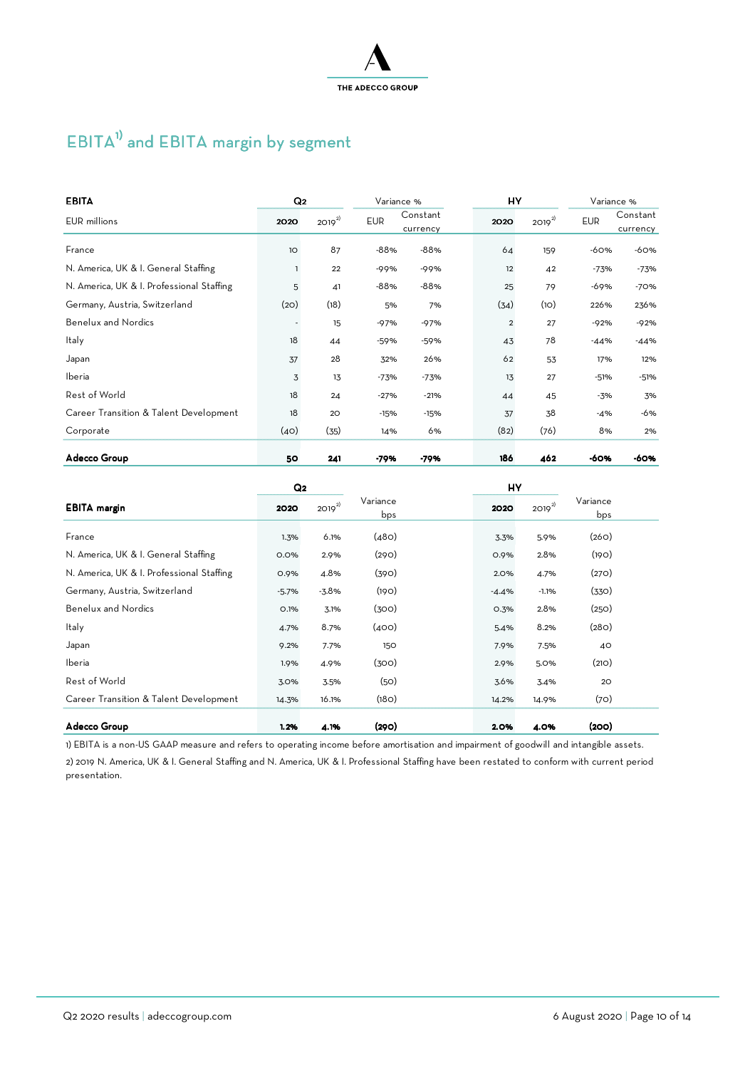# EBITA[1] and EBITA margin by segment

| EBITA | Q2 | | Variance % | | HY | | Variance % | |
|---|---|---|---|---|---|---|---|---|
| EUR millions | 2020 | 2019[2] | EUR | Constant currency | 2020 | 2019[2] | EUR | Constant currency |
| France | 10 | 87 | -88% | -88% | 64 | 159 | -60% | -60% |
| N. America, UK & I. General Staffing | 1 | 22 | -99% | -99% | 12 | 42 | -73% | -73% |
| N. America, UK & I. Professional Staffing | 5 | 41 | -88% | -88% | 25 | 79 | -69% | -70% |
| Germany, Austria, Switzerland | (20) | (18) | 5% | 7% | (34) | (10) | 226% | 236% |
| Benelux and Nordics | - | 15 | -97% | -97% | 2 | 27 | -92% | -92% |
| Italy | 18 | 44 | -59% | -59% | 43 | 78 | -44% | -44% |
| Japan | 37 | 28 | 32% | 26% | 62 | 53 | 17% | 12% |
| Iberia | 3 | 13 | -73% | -73% | 13 | 27 | -51% | -51% |
| Rest of World | 18 | 24 | -27% | -21% | 44 | 45 | -3% | 3% |
| Career Transition & Talent Development | 18 | 20 | -15% | -15% | 37 | 38 | -4% | -6% |
| Corporate | (40) | (35) | 14% | 6% | (82) | (76) | 8% | 2% |
| **Adecco Group** | **50** | **241** | **-79%** | **-79%** | **186** | **462** | **-60%** | **-60%** |

| EBITA margin | Q2 | | Variance | HY | | Variance |
|---|---|---|---|---|---|---|
| | 2020 | 2019[2] | bps | 2020 | 2019[2] | bps |
| France | 1.3% | 6.1% | (480) | 3.3% | 5.9% | (260) |
| N. America, UK & I. General Staffing | 0.0% | 2.9% | (290) | 0.9% | 2.8% | (190) |
| N. America, UK & I. Professional Staffing | 0.9% | 4.8% | (390) | 2.0% | 4.7% | (270) |
| Germany, Austria, Switzerland | -5.7% | -3.8% | (190) | -4.4% | -1.1% | (330) |
| Benelux and Nordics | 0.1% | 3.1% | (300) | 0.3% | 2.8% | (250) |
| Italy | 4.7% | 8.7% | (400) | 5.4% | 8.2% | (280) |
| Japan | 9.2% | 7.7% | 150 | 7.9% | 7.5% | 40 |
| Iberia | 1.9% | 4.9% | (300) | 2.9% | 5.0% | (210) |
| Rest of World | 3.0% | 3.5% | (50) | 3.6% | 3.4% | 20 |
| Career Transition & Talent Development | 14.3% | 16.1% | (180) | 14.2% | 14.9% | (70) |
| **Adecco Group** | **1.2%** | **4.1%** | **(290)** | **2.0%** | **4.0%** | **(200)** |

1) EBITA is a non-US GAAP measure and refers to operating income before amortisation and impairment of goodwill and intangible assets.

2) 2019 N. America, UK & I. General Staffing and N. America, UK & I. Professional Staffing have been restated to conform with current period presentation.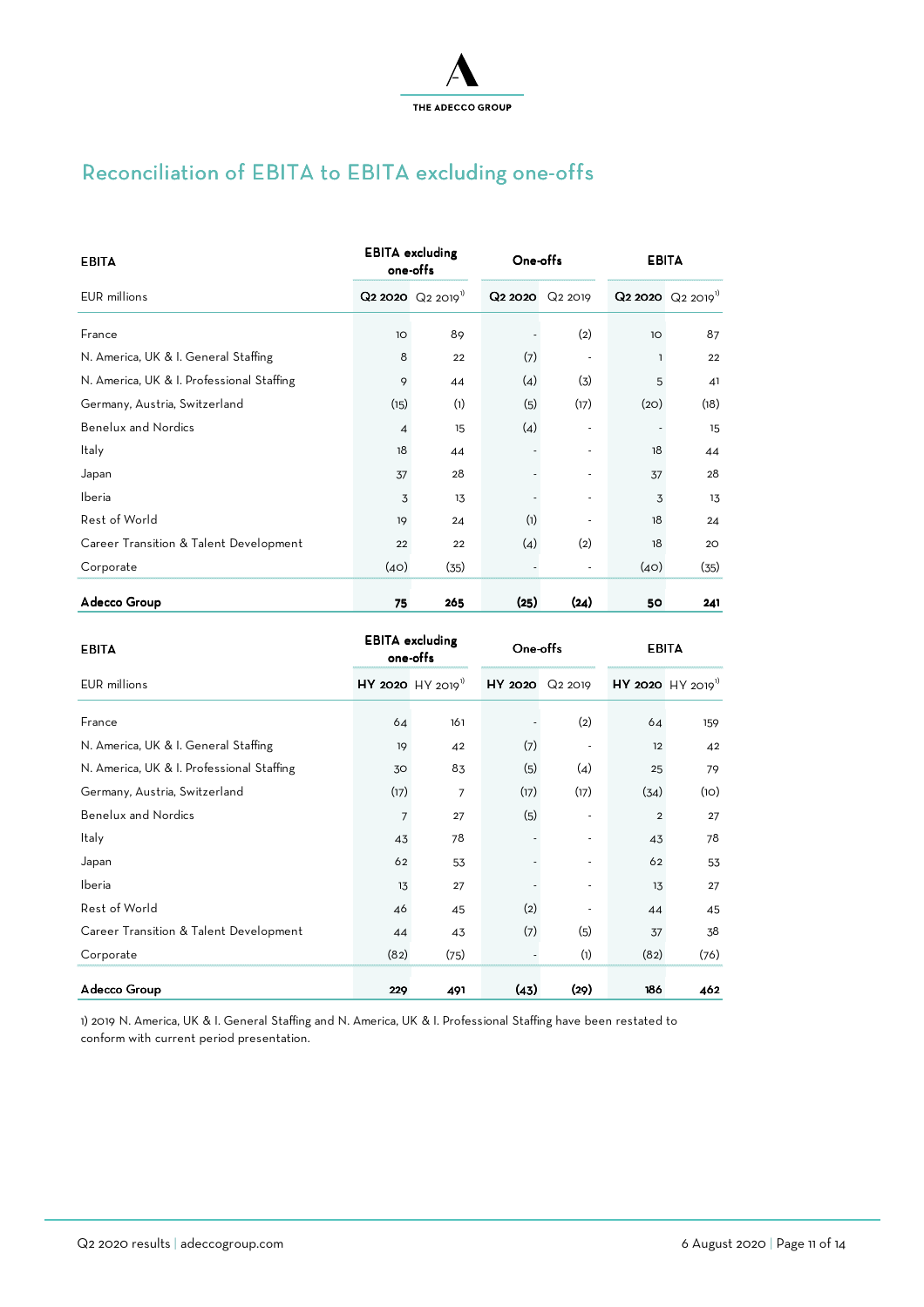## Reconciliation of EBITA to EBITA excluding one-offs

| EBITA | EBITA excluding one-offs | | One-offs | | EBITA | |
|---|---|---|---|---|---|---|
| EUR millions | Q2 2020 | Q2 2019[1] | Q2 2020 | Q2 2019 | Q2 2020 | Q2 2019[1] |
| France | 10 | 89 | - | (2) | 10 | 87 |
| N. America, UK & I. General Staffing | 8 | 22 | (7) | - | 1 | 22 |
| N. America, UK & I. Professional Staffing | 9 | 44 | (4) | (3) | 5 | 41 |
| Germany, Austria, Switzerland | (15) | (1) | (5) | (17) | (20) | (18) |
| Benelux and Nordics | 4 | 15 | (4) | - | - | 15 |
| Italy | 18 | 44 | - | - | 18 | 44 |
| Japan | 37 | 28 | - | - | 37 | 28 |
| Iberia | 3 | 13 | - | - | 3 | 13 |
| Rest of World | 19 | 24 | (1) | - | 18 | 24 |
| Career Transition & Talent Development | 22 | 22 | (4) | (2) | 18 | 20 |
| Corporate | (40) | (35) | - | - | (40) | (35) |
| **Adecco Group** | **75** | **265** | **(25)** | **(24)** | **50** | **241** |

| EBITA | EBITA excluding one-offs | | One-offs | | EBITA | |
|---|---|---|---|---|---|---|
| EUR millions | HY 2020 | HY 2019[1] | HY 2020 | Q2 2019 | HY 2020 | HY 2019[1] |
| France | 64 | 161 | - | (2) | 64 | 159 |
| N. America, UK & I. General Staffing | 19 | 42 | (7) | - | 12 | 42 |
| N. America, UK & I. Professional Staffing | 30 | 83 | (5) | (4) | 25 | 79 |
| Germany, Austria, Switzerland | (17) | 7 | (17) | (17) | (34) | (10) |
| Benelux and Nordics | 7 | 27 | (5) | - | 2 | 27 |
| Italy | 43 | 78 | - | - | 43 | 78 |
| Japan | 62 | 53 | - | - | 62 | 53 |
| Iberia | 13 | 27 | - | - | 13 | 27 |
| Rest of World | 46 | 45 | (2) | - | 44 | 45 |
| Career Transition & Talent Development | 44 | 43 | (7) | (5) | 37 | 38 |
| Corporate | (82) | (75) | - | (1) | (82) | (76) |
| **Adecco Group** | **229** | **491** | **(43)** | **(29)** | **186** | **462** |

1) 2019 N. America, UK & I. General Staffing and N. America, UK & I. Professional Staffing have been restated to conform with current period presentation.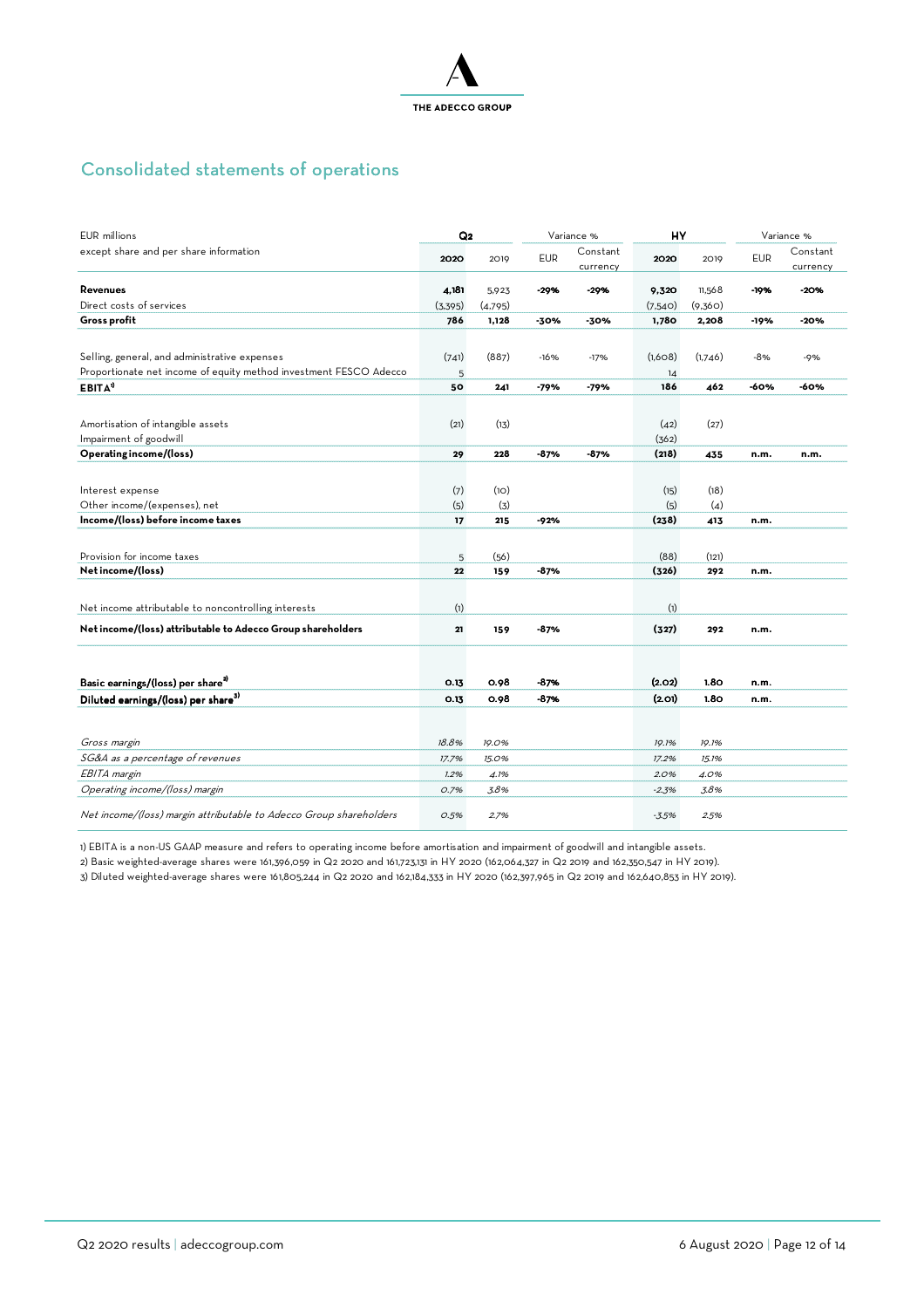THE ADECCO GROUP

## Consolidated statements of operations

| EUR millions except share and per share information | Q2 | | Variance % | | HY | | Variance % | |
|---|---|---|---|---|---|---|---|---|
| | **2020** | 2019 | EUR | Constant currency | **2020** | 2019 | EUR | Constant currency |
| **Revenues** | **4,181** | 5,923 | **-29%** | **-29%** | **9,320** | 11,568 | **-19%** | **-20%** |
| Direct costs of services | (3,395) | (4,795) | | | (7,540) | (9,360) | | |
| **Gross profit** | **786** | **1,128** | **-30%** | **-30%** | **1,780** | **2,208** | **-19%** | **-20%** |
| Selling, general, and administrative expenses | (741) | (887) | -16% | -17% | (1,608) | (1,746) | -8% | -9% |
| Proportionate net income of equity method investment FESCO Adecco | 5 | | | | 14 | | | |
| **EBITA**[1] | **50** | **241** | **-79%** | **-79%** | **186** | **462** | **-60%** | **-60%** |
| Amortisation of intangible assets | (21) | (13) | | | (42) | (27) | | |
| Impairment of goodwill | | | | | (362) | | | |
| **Operating income/(loss)** | **29** | **228** | **-87%** | **-87%** | **(218)** | **435** | **n.m.** | **n.m.** |
| Interest expense | (7) | (10) | | | (15) | (18) | | |
| Other income/(expenses), net | (5) | (3) | | | (5) | (4) | | |
| **Income/(loss) before income taxes** | **17** | **215** | **-92%** | | **(238)** | **413** | **n.m.** | |
| Provision for income taxes | 5 | (56) | | | (88) | (121) | | |
| **Net income/(loss)** | **22** | **159** | **-87%** | | **(326)** | **292** | **n.m.** | |
| Net income attributable to noncontrolling interests | (1) | | | | (1) | | | |
| **Net income/(loss) attributable to Adecco Group shareholders** | **21** | **159** | **-87%** | | **(327)** | **292** | **n.m.** | |
| **Basic earnings/(loss) per share**[2] | **0.13** | **0.98** | **-87%** | | **(2.02)** | **1.80** | **n.m.** | |
| **Diluted earnings/(loss) per share**[3] | **0.13** | **0.98** | **-87%** | | **(2.01)** | **1.80** | **n.m.** | |
| *Gross margin* | *18.8%* | *19.0%* | | | *19.1%* | *19.1%* | | |
| *SG&A as a percentage of revenues* | *17.7%* | *15.0%* | | | *17.2%* | *15.1%* | | |
| *EBITA margin* | *1.2%* | *4.1%* | | | *2.0%* | *4.0%* | | |
| *Operating income/(loss) margin* | *0.7%* | *3.8%* | | | *-2.3%* | *3.8%* | | |
| *Net income/(loss) margin attributable to Adecco Group shareholders* | *0.5%* | *2.7%* | | | *-3.5%* | *2.5%* | | |

1) EBITA is a non-US GAAP measure and refers to operating income before amortisation and impairment of goodwill and intangible assets.
2) Basic weighted-average shares were 161,396,059 in Q2 2020 and 161,723,131 in HY 2020 (162,064,327 in Q2 2019 and 162,350,547 in HY 2019).
3) Diluted weighted-average shares were 161,805,244 in Q2 2020 and 162,184,333 in HY 2020 (162,397,965 in Q2 2019 and 162,640,853 in HY 2019).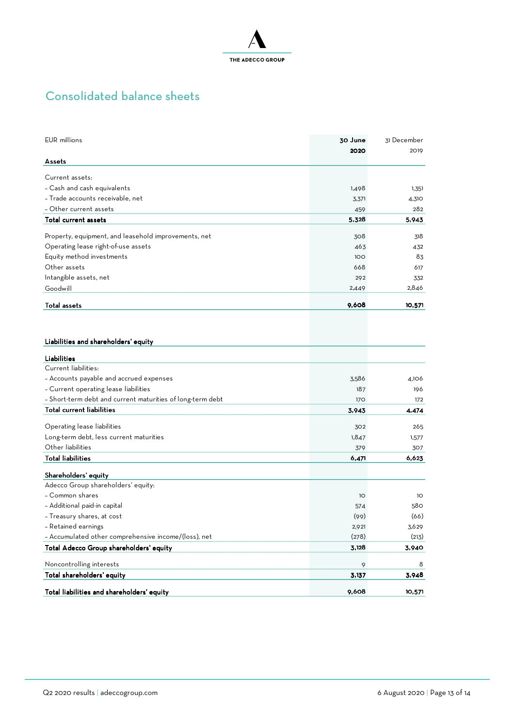# Consolidated balance sheets

| EUR millions | 30 June 2020 | 31 December 2019 |
|---|---|---|
| **Assets** | | |
| Current assets: | | |
| - Cash and cash equivalents | 1,498 | 1,351 |
| - Trade accounts receivable, net | 3,371 | 4,310 |
| - Other current assets | 459 | 282 |
| **Total current assets** | **5,328** | **5,943** |
| Property, equipment, and leasehold improvements, net | 308 | 318 |
| Operating lease right-of-use assets | 463 | 432 |
| Equity method investments | 100 | 83 |
| Other assets | 668 | 617 |
| Intangible assets, net | 292 | 332 |
| Goodwill | 2,449 | 2,846 |
| **Total assets** | **9,608** | **10,571** |
| | | |
| **Liabilities and shareholders' equity** | | |
| **Liabilities** | | |
| Current liabilities: | | |
| - Accounts payable and accrued expenses | 3,586 | 4,106 |
| - Current operating lease liabilities | 187 | 196 |
| - Short-term debt and current maturities of long-term debt | 170 | 172 |
| **Total current liabilities** | **3,943** | **4,474** |
| Operating lease liabilities | 302 | 265 |
| Long-term debt, less current maturities | 1,847 | 1,577 |
| Other liabilities | 379 | 307 |
| **Total liabilities** | **6,471** | **6,623** |
| **Shareholders' equity** | | |
| Adecco Group shareholders' equity: | | |
| - Common shares | 10 | 10 |
| - Additional paid-in capital | 574 | 580 |
| - Treasury shares, at cost | (99) | (66) |
| - Retained earnings | 2,921 | 3,629 |
| - Accumulated other comprehensive income/(loss), net | (278) | (213) |
| **Total Adecco Group shareholders' equity** | **3,128** | **3,940** |
| Noncontrolling interests | 9 | 8 |
| **Total shareholders' equity** | **3,137** | **3,948** |
| **Total liabilities and shareholders' equity** | **9,608** | **10,571** |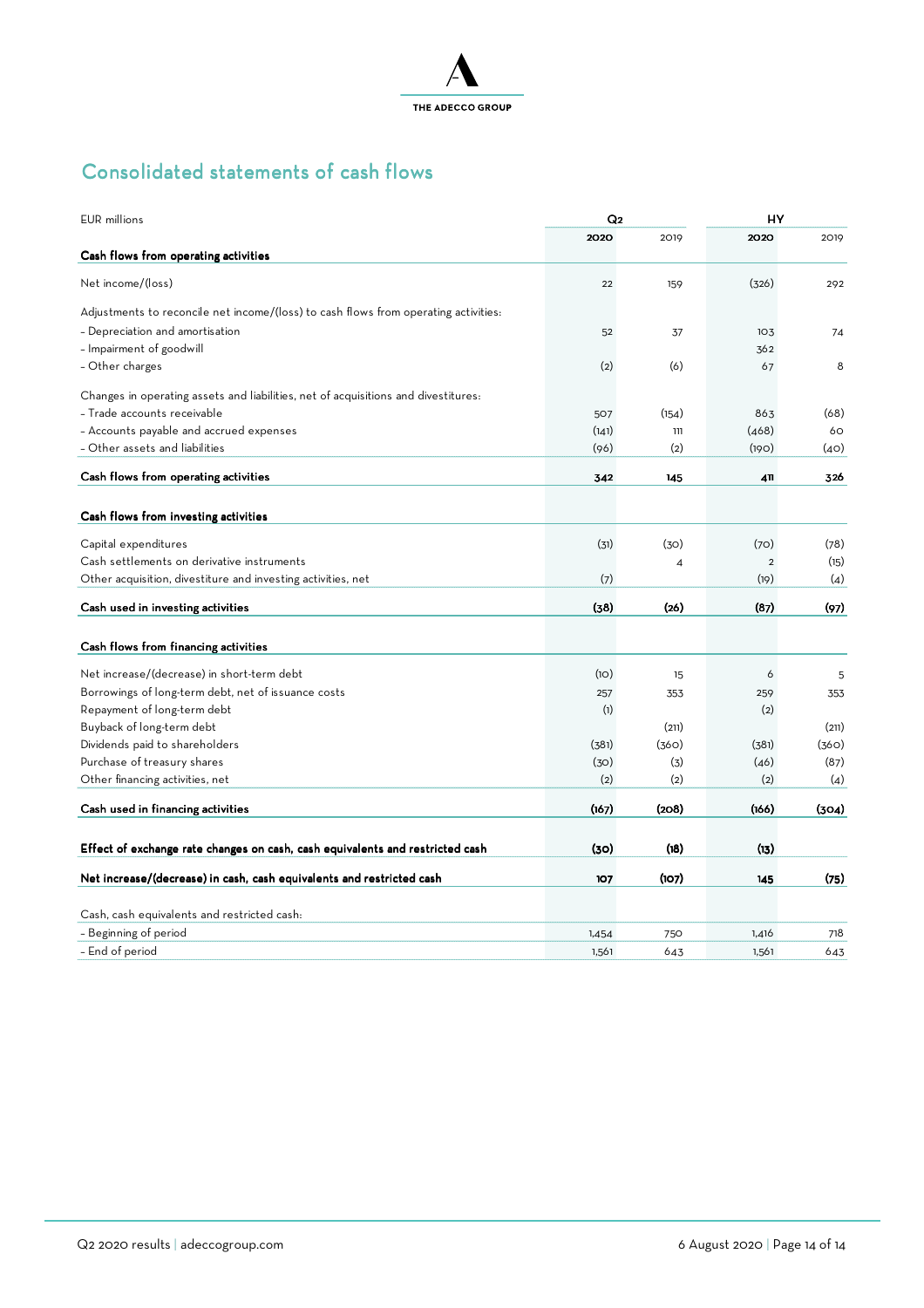## Consolidated statements of cash flows

| EUR millions | Q2 | | HY | |
|---|---|---|---|---|
| | **2020** | 2019 | **2020** | 2019 |
| **Cash flows from operating activities** | | | | |
| Net income/(loss) | 22 | 159 | (326) | 292 |
| Adjustments to reconcile net income/(loss) to cash flows from operating activities: | | | | |
| - Depreciation and amortisation | 52 | 37 | 103 | 74 |
| - Impairment of goodwill | | | 362 | |
| - Other charges | (2) | (6) | 67 | 8 |
| Changes in operating assets and liabilities, net of acquisitions and divestitures: | | | | |
| - Trade accounts receivable | 507 | (154) | 863 | (68) |
| - Accounts payable and accrued expenses | (141) | 111 | (468) | 60 |
| - Other assets and liabilities | (96) | (2) | (190) | (40) |
| **Cash flows from operating activities** | **342** | **145** | **411** | **326** |
| **Cash flows from investing activities** | | | | |
| Capital expenditures | (31) | (30) | (70) | (78) |
| Cash settlements on derivative instruments | | 4 | 2 | (15) |
| Other acquisition, divestiture and investing activities, net | (7) | | (19) | (4) |
| **Cash used in investing activities** | **(38)** | **(26)** | **(87)** | **(97)** |
| **Cash flows from financing activities** | | | | |
| Net increase/(decrease) in short-term debt | (10) | 15 | 6 | 5 |
| Borrowings of long-term debt, net of issuance costs | 257 | 353 | 259 | 353 |
| Repayment of long-term debt | (1) | | (2) | |
| Buyback of long-term debt | | (211) | | (211) |
| Dividends paid to shareholders | (381) | (360) | (381) | (360) |
| Purchase of treasury shares | (30) | (3) | (46) | (87) |
| Other financing activities, net | (2) | (2) | (2) | (4) |
| **Cash used in financing activities** | **(167)** | **(208)** | **(166)** | **(304)** |
| **Effect of exchange rate changes on cash, cash equivalents and restricted cash** | **(30)** | **(18)** | **(13)** | |
| **Net increase/(decrease) in cash, cash equivalents and restricted cash** | **107** | **(107)** | **145** | **(75)** |
| Cash, cash equivalents and restricted cash: | | | | |
| - Beginning of period | 1,454 | 750 | 1,416 | 718 |
| - End of period | 1,561 | 643 | 1,561 | 643 |